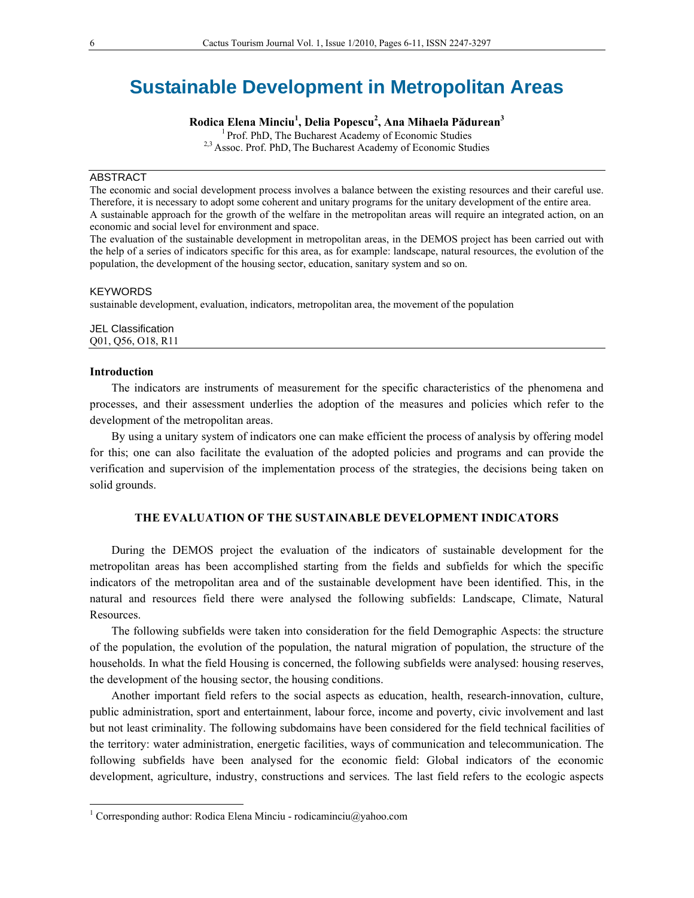# Sustainable Development in Metropolitan Areas

**Rodica Elena Minciu[1], Delia Popescu[2], Ana Mihaela Pădurean[3]**

[1] Prof. PhD, The Bucharest Academy of Economic Studies
[2,3] Assoc. Prof. PhD, The Bucharest Academy of Economic Studies

---

ABSTRACT

The economic and social development process involves a balance between the existing resources and their careful use. Therefore, it is necessary to adopt some coherent and unitary programs for the unitary development of the entire area.
A sustainable approach for the growth of the welfare in the metropolitan areas will require an integrated action, on an economic and social level for environment and space.
The evaluation of the sustainable development in metropolitan areas, in the DEMOS project has been carried out with the help of a series of indicators specific for this area, as for example: landscape, natural resources, the evolution of the population, the development of the housing sector, education, sanitary system and so on.

KEYWORDS

sustainable development, evaluation, indicators, metropolitan area, the movement of the population

JEL Classification

Q01, Q56, O18, R11

---

**Introduction**

The indicators are instruments of measurement for the specific characteristics of the phenomena and processes, and their assessment underlies the adoption of the measures and policies which refer to the development of the metropolitan areas.

By using a unitary system of indicators one can make efficient the process of analysis by offering model for this; one can also facilitate the evaluation of the adopted policies and programs and can provide the verification and supervision of the implementation process of the strategies, the decisions being taken on solid grounds.

## THE EVALUATION OF THE SUSTAINABLE DEVELOPMENT INDICATORS

During the DEMOS project the evaluation of the indicators of sustainable development for the metropolitan areas has been accomplished starting from the fields and subfields for which the specific indicators of the metropolitan area and of the sustainable development have been identified. This, in the natural and resources field there were analysed the following subfields: Landscape, Climate, Natural Resources.

The following subfields were taken into consideration for the field Demographic Aspects: the structure of the population, the evolution of the population, the natural migration of population, the structure of the households. In what the field Housing is concerned, the following subfields were analysed: housing reserves, the development of the housing sector, the housing conditions.

Another important field refers to the social aspects as education, health, research-innovation, culture, public administration, sport and entertainment, labour force, income and poverty, civic involvement and last but not least criminality. The following subdomains have been considered for the field technical facilities of the territory: water administration, energetic facilities, ways of communication and telecommunication. The following subfields have been analysed for the economic field: Global indicators of the economic development, agriculture, industry, constructions and services. The last field refers to the ecologic aspects

---

[1] Corresponding author: Rodica Elena Minciu - rodicaminciu@yahoo.com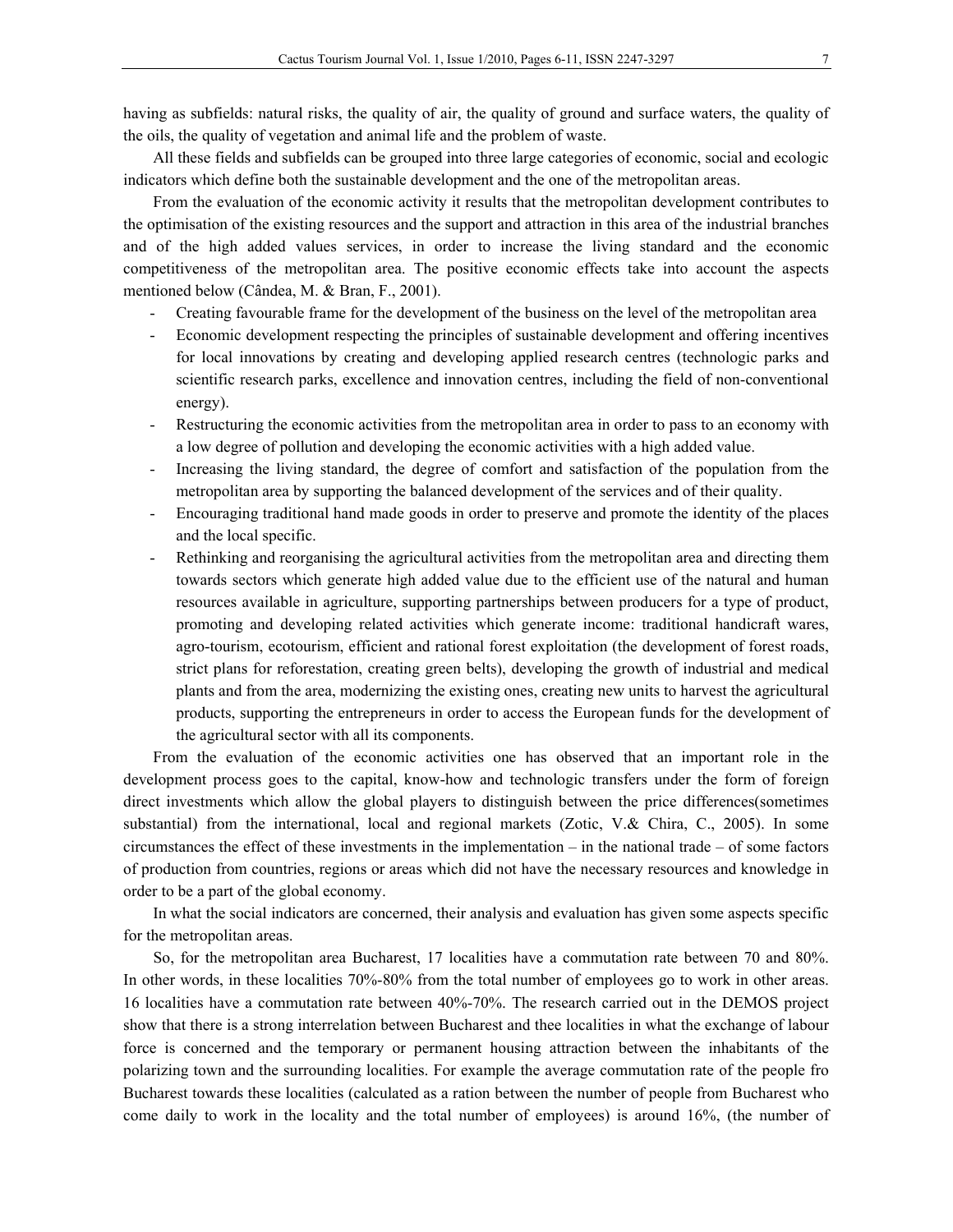having as subfields: natural risks, the quality of air, the quality of ground and surface waters, the quality of the oils, the quality of vegetation and animal life and the problem of waste.

All these fields and subfields can be grouped into three large categories of economic, social and ecologic indicators which define both the sustainable development and the one of the metropolitan areas.

From the evaluation of the economic activity it results that the metropolitan development contributes to the optimisation of the existing resources and the support and attraction in this area of the industrial branches and of the high added values services, in order to increase the living standard and the economic competitiveness of the metropolitan area. The positive economic effects take into account the aspects mentioned below (Cândea, M. & Bran, F., 2001).

- Creating favourable frame for the development of the business on the level of the metropolitan area
- Economic development respecting the principles of sustainable development and offering incentives for local innovations by creating and developing applied research centres (technologic parks and scientific research parks, excellence and innovation centres, including the field of non-conventional energy).
- Restructuring the economic activities from the metropolitan area in order to pass to an economy with a low degree of pollution and developing the economic activities with a high added value.
- Increasing the living standard, the degree of comfort and satisfaction of the population from the metropolitan area by supporting the balanced development of the services and of their quality.
- Encouraging traditional hand made goods in order to preserve and promote the identity of the places and the local specific.
- Rethinking and reorganising the agricultural activities from the metropolitan area and directing them towards sectors which generate high added value due to the efficient use of the natural and human resources available in agriculture, supporting partnerships between producers for a type of product, promoting and developing related activities which generate income: traditional handicraft wares, agro-tourism, ecotourism, efficient and rational forest exploitation (the development of forest roads, strict plans for reforestation, creating green belts), developing the growth of industrial and medical plants and from the area, modernizing the existing ones, creating new units to harvest the agricultural products, supporting the entrepreneurs in order to access the European funds for the development of the agricultural sector with all its components.

From the evaluation of the economic activities one has observed that an important role in the development process goes to the capital, know-how and technologic transfers under the form of foreign direct investments which allow the global players to distinguish between the price differences(sometimes substantial) from the international, local and regional markets (Zotic, V.& Chira, C., 2005). In some circumstances the effect of these investments in the implementation – in the national trade – of some factors of production from countries, regions or areas which did not have the necessary resources and knowledge in order to be a part of the global economy.

In what the social indicators are concerned, their analysis and evaluation has given some aspects specific for the metropolitan areas.

So, for the metropolitan area Bucharest, 17 localities have a commutation rate between 70 and 80%. In other words, in these localities 70%-80% from the total number of employees go to work in other areas. 16 localities have a commutation rate between 40%-70%. The research carried out in the DEMOS project show that there is a strong interrelation between Bucharest and thee localities in what the exchange of labour force is concerned and the temporary or permanent housing attraction between the inhabitants of the polarizing town and the surrounding localities. For example the average commutation rate of the people fro Bucharest towards these localities (calculated as a ration between the number of people from Bucharest who come daily to work in the locality and the total number of employees) is around 16%, (the number of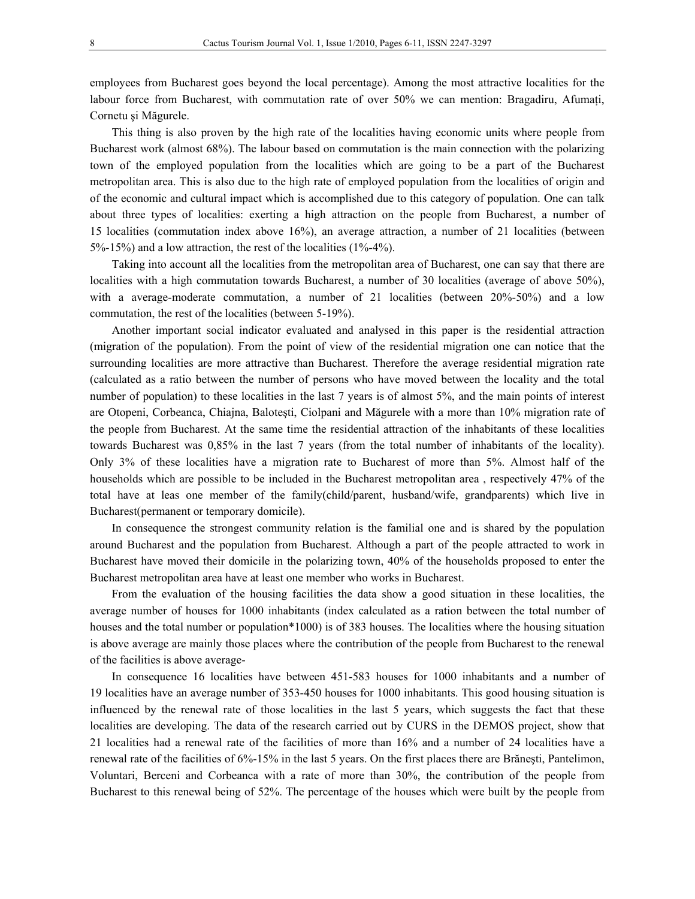employees from Bucharest goes beyond the local percentage). Among the most attractive localities for the labour force from Bucharest, with commutation rate of over 50% we can mention: Bragadiru, Afumați, Cornetu şi Măgurele.

This thing is also proven by the high rate of the localities having economic units where people from Bucharest work (almost 68%). The labour based on commutation is the main connection with the polarizing town of the employed population from the localities which are going to be a part of the Bucharest metropolitan area. This is also due to the high rate of employed population from the localities of origin and of the economic and cultural impact which is accomplished due to this category of population. One can talk about three types of localities: exerting a high attraction on the people from Bucharest, a number of 15 localities (commutation index above 16%), an average attraction, a number of 21 localities (between 5%-15%) and a low attraction, the rest of the localities (1%-4%).

Taking into account all the localities from the metropolitan area of Bucharest, one can say that there are localities with a high commutation towards Bucharest, a number of 30 localities (average of above 50%), with a average-moderate commutation, a number of 21 localities (between 20%-50%) and a low commutation, the rest of the localities (between 5-19%).

Another important social indicator evaluated and analysed in this paper is the residential attraction (migration of the population). From the point of view of the residential migration one can notice that the surrounding localities are more attractive than Bucharest. Therefore the average residential migration rate (calculated as a ratio between the number of persons who have moved between the locality and the total number of population) to these localities in the last 7 years is of almost 5%, and the main points of interest are Otopeni, Corbeanca, Chiajna, Baloteşti, Ciolpani and Măgurele with a more than 10% migration rate of the people from Bucharest. At the same time the residential attraction of the inhabitants of these localities towards Bucharest was 0,85% in the last 7 years (from the total number of inhabitants of the locality). Only 3% of these localities have a migration rate to Bucharest of more than 5%. Almost half of the households which are possible to be included in the Bucharest metropolitan area , respectively 47% of the total have at leas one member of the family(child/parent, husband/wife, grandparents) which live in Bucharest(permanent or temporary domicile).

In consequence the strongest community relation is the familial one and is shared by the population around Bucharest and the population from Bucharest. Although a part of the people attracted to work in Bucharest have moved their domicile in the polarizing town, 40% of the households proposed to enter the Bucharest metropolitan area have at least one member who works in Bucharest.

From the evaluation of the housing facilities the data show a good situation in these localities, the average number of houses for 1000 inhabitants (index calculated as a ration between the total number of houses and the total number or population*1000) is of 383 houses. The localities where the housing situation is above average are mainly those places where the contribution of the people from Bucharest to the renewal of the facilities is above average-

In consequence 16 localities have between 451-583 houses for 1000 inhabitants and a number of 19 localities have an average number of 353-450 houses for 1000 inhabitants. This good housing situation is influenced by the renewal rate of those localities in the last 5 years, which suggests the fact that these localities are developing. The data of the research carried out by CURS in the DEMOS project, show that 21 localities had a renewal rate of the facilities of more than 16% and a number of 24 localities have a renewal rate of the facilities of 6%-15% in the last 5 years. On the first places there are Brăneşti, Pantelimon, Voluntari, Berceni and Corbeanca with a rate of more than 30%, the contribution of the people from Bucharest to this renewal being of 52%. The percentage of the houses which were built by the people from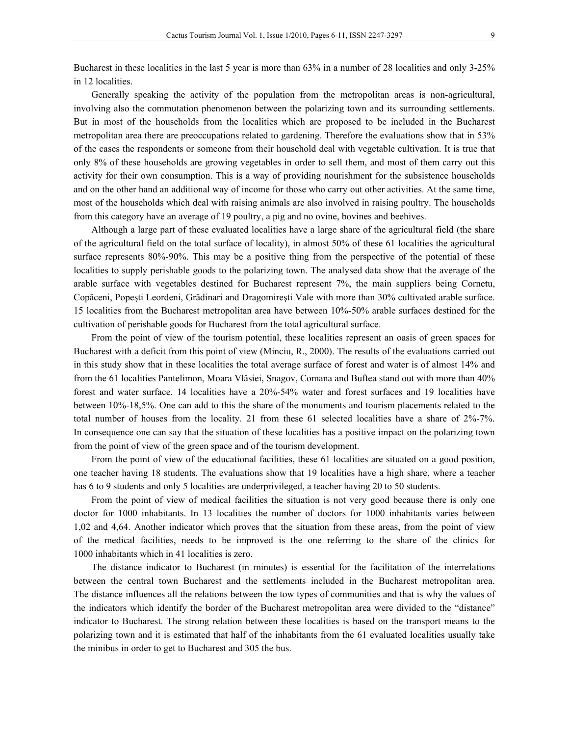Bucharest in these localities in the last 5 year is more than 63% in a number of 28 localities and only 3-25% in 12 localities.

Generally speaking the activity of the population from the metropolitan areas is non-agricultural, involving also the commutation phenomenon between the polarizing town and its surrounding settlements. But in most of the households from the localities which are proposed to be included in the Bucharest metropolitan area there are preoccupations related to gardening. Therefore the evaluations show that in 53% of the cases the respondents or someone from their household deal with vegetable cultivation. It is true that only 8% of these households are growing vegetables in order to sell them, and most of them carry out this activity for their own consumption. This is a way of providing nourishment for the subsistence households and on the other hand an additional way of income for those who carry out other activities. At the same time, most of the households which deal with raising animals are also involved in raising poultry. The households from this category have an average of 19 poultry, a pig and no ovine, bovines and beehives.

Although a large part of these evaluated localities have a large share of the agricultural field (the share of the agricultural field on the total surface of locality), in almost 50% of these 61 localities the agricultural surface represents 80%-90%. This may be a positive thing from the perspective of the potential of these localities to supply perishable goods to the polarizing town. The analysed data show that the average of the arable surface with vegetables destined for Bucharest represent 7%, the main suppliers being Cornetu, Copăceni, Popeşti Leordeni, Grădinari and Dragomireşti Vale with more than 30% cultivated arable surface. 15 localities from the Bucharest metropolitan area have between 10%-50% arable surfaces destined for the cultivation of perishable goods for Bucharest from the total agricultural surface.

From the point of view of the tourism potential, these localities represent an oasis of green spaces for Bucharest with a deficit from this point of view (Minciu, R., 2000). The results of the evaluations carried out in this study show that in these localities the total average surface of forest and water is of almost 14% and from the 61 localities Pantelimon, Moara Vlăsiei, Snagov, Comana and Buftea stand out with more than 40% forest and water surface. 14 localities have a 20%-54% water and forest surfaces and 19 localities have between 10%-18,5%. One can add to this the share of the monuments and tourism placements related to the total number of houses from the locality. 21 from these 61 selected localities have a share of 2%-7%. In consequence one can say that the situation of these localities has a positive impact on the polarizing town from the point of view of the green space and of the tourism development.

From the point of view of the educational facilities, these 61 localities are situated on a good position, one teacher having 18 students. The evaluations show that 19 localities have a high share, where a teacher has 6 to 9 students and only 5 localities are underprivileged, a teacher having 20 to 50 students.

From the point of view of medical facilities the situation is not very good because there is only one doctor for 1000 inhabitants. In 13 localities the number of doctors for 1000 inhabitants varies between 1,02 and 4,64. Another indicator which proves that the situation from these areas, from the point of view of the medical facilities, needs to be improved is the one referring to the share of the clinics for 1000 inhabitants which in 41 localities is zero.

The distance indicator to Bucharest (in minutes) is essential for the facilitation of the interrelations between the central town Bucharest and the settlements included in the Bucharest metropolitan area. The distance influences all the relations between the tow types of communities and that is why the values of the indicators which identify the border of the Bucharest metropolitan area were divided to the "distance" indicator to Bucharest. The strong relation between these localities is based on the transport means to the polarizing town and it is estimated that half of the inhabitants from the 61 evaluated localities usually take the minibus in order to get to Bucharest and 305 the bus.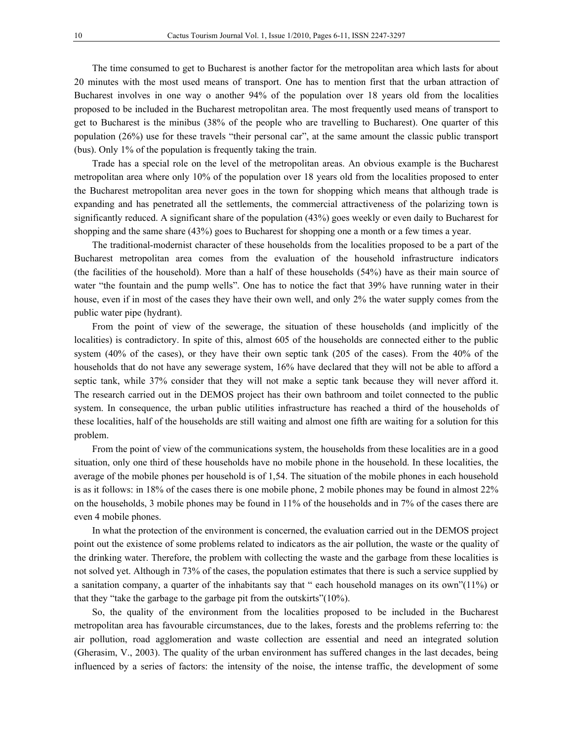The time consumed to get to Bucharest is another factor for the metropolitan area which lasts for about 20 minutes with the most used means of transport. One has to mention first that the urban attraction of Bucharest involves in one way o another 94% of the population over 18 years old from the localities proposed to be included in the Bucharest metropolitan area. The most frequently used means of transport to get to Bucharest is the minibus (38% of the people who are travelling to Bucharest). One quarter of this population (26%) use for these travels "their personal car", at the same amount the classic public transport (bus). Only 1% of the population is frequently taking the train.

Trade has a special role on the level of the metropolitan areas. An obvious example is the Bucharest metropolitan area where only 10% of the population over 18 years old from the localities proposed to enter the Bucharest metropolitan area never goes in the town for shopping which means that although trade is expanding and has penetrated all the settlements, the commercial attractiveness of the polarizing town is significantly reduced. A significant share of the population (43%) goes weekly or even daily to Bucharest for shopping and the same share (43%) goes to Bucharest for shopping one a month or a few times a year.

The traditional-modernist character of these households from the localities proposed to be a part of the Bucharest metropolitan area comes from the evaluation of the household infrastructure indicators (the facilities of the household). More than a half of these households (54%) have as their main source of water "the fountain and the pump wells". One has to notice the fact that 39% have running water in their house, even if in most of the cases they have their own well, and only 2% the water supply comes from the public water pipe (hydrant).

From the point of view of the sewerage, the situation of these households (and implicitly of the localities) is contradictory. In spite of this, almost 605 of the households are connected either to the public system (40% of the cases), or they have their own septic tank (205 of the cases). From the 40% of the households that do not have any sewerage system, 16% have declared that they will not be able to afford a septic tank, while 37% consider that they will not make a septic tank because they will never afford it. The research carried out in the DEMOS project has their own bathroom and toilet connected to the public system. In consequence, the urban public utilities infrastructure has reached a third of the households of these localities, half of the households are still waiting and almost one fifth are waiting for a solution for this problem.

From the point of view of the communications system, the households from these localities are in a good situation, only one third of these households have no mobile phone in the household. In these localities, the average of the mobile phones per household is of 1,54. The situation of the mobile phones in each household is as it follows: in 18% of the cases there is one mobile phone, 2 mobile phones may be found in almost 22% on the households, 3 mobile phones may be found in 11% of the households and in 7% of the cases there are even 4 mobile phones.

In what the protection of the environment is concerned, the evaluation carried out in the DEMOS project point out the existence of some problems related to indicators as the air pollution, the waste or the quality of the drinking water. Therefore, the problem with collecting the waste and the garbage from these localities is not solved yet. Although in 73% of the cases, the population estimates that there is such a service supplied by a sanitation company, a quarter of the inhabitants say that " each household manages on its own"(11%) or that they "take the garbage to the garbage pit from the outskirts"(10%).

So, the quality of the environment from the localities proposed to be included in the Bucharest metropolitan area has favourable circumstances, due to the lakes, forests and the problems referring to: the air pollution, road agglomeration and waste collection are essential and need an integrated solution (Gherasim, V., 2003). The quality of the urban environment has suffered changes in the last decades, being influenced by a series of factors: the intensity of the noise, the intense traffic, the development of some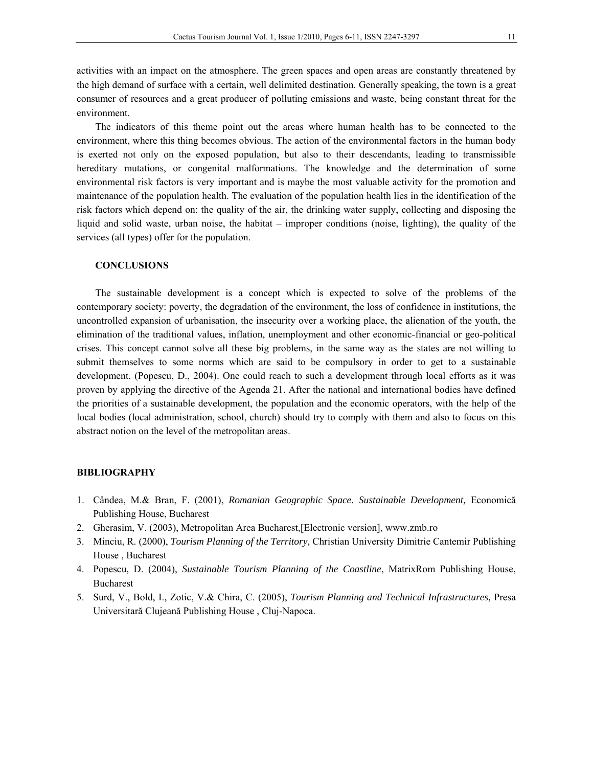activities with an impact on the atmosphere. The green spaces and open areas are constantly threatened by the high demand of surface with a certain, well delimited destination. Generally speaking, the town is a great consumer of resources and a great producer of polluting emissions and waste, being constant threat for the environment.

The indicators of this theme point out the areas where human health has to be connected to the environment, where this thing becomes obvious. The action of the environmental factors in the human body is exerted not only on the exposed population, but also to their descendants, leading to transmissible hereditary mutations, or congenital malformations. The knowledge and the determination of some environmental risk factors is very important and is maybe the most valuable activity for the promotion and maintenance of the population health. The evaluation of the population health lies in the identification of the risk factors which depend on: the quality of the air, the drinking water supply, collecting and disposing the liquid and solid waste, urban noise, the habitat – improper conditions (noise, lighting), the quality of the services (all types) offer for the population.

## CONCLUSIONS

The sustainable development is a concept which is expected to solve of the problems of the contemporary society: poverty, the degradation of the environment, the loss of confidence in institutions, the uncontrolled expansion of urbanisation, the insecurity over a working place, the alienation of the youth, the elimination of the traditional values, inflation, unemployment and other economic-financial or geo-political crises. This concept cannot solve all these big problems, in the same way as the states are not willing to submit themselves to some norms which are said to be compulsory in order to get to a sustainable development. (Popescu, D., 2004). One could reach to such a development through local efforts as it was proven by applying the directive of the Agenda 21. After the national and international bodies have defined the priorities of a sustainable development, the population and the economic operators, with the help of the local bodies (local administration, school, church) should try to comply with them and also to focus on this abstract notion on the level of the metropolitan areas.

## BIBLIOGRAPHY

1. Cândea, M.& Bran, F. (2001), *Romanian Geographic Space. Sustainable Development,* Economică Publishing House, Bucharest
2. Gherasim, V. (2003), Metropolitan Area Bucharest,[Electronic version], www.zmb.ro
3. Minciu, R. (2000), *Tourism Planning of the Territory,* Christian University Dimitrie Cantemir Publishing House , Bucharest
4. Popescu, D. (2004), *Sustainable Tourism Planning of the Coastline*, MatrixRom Publishing House, Bucharest
5. Surd, V., Bold, I., Zotic, V.& Chira, C. (2005), *Tourism Planning and Technical Infrastructures,* Presa Universitară Clujeană Publishing House , Cluj-Napoca.